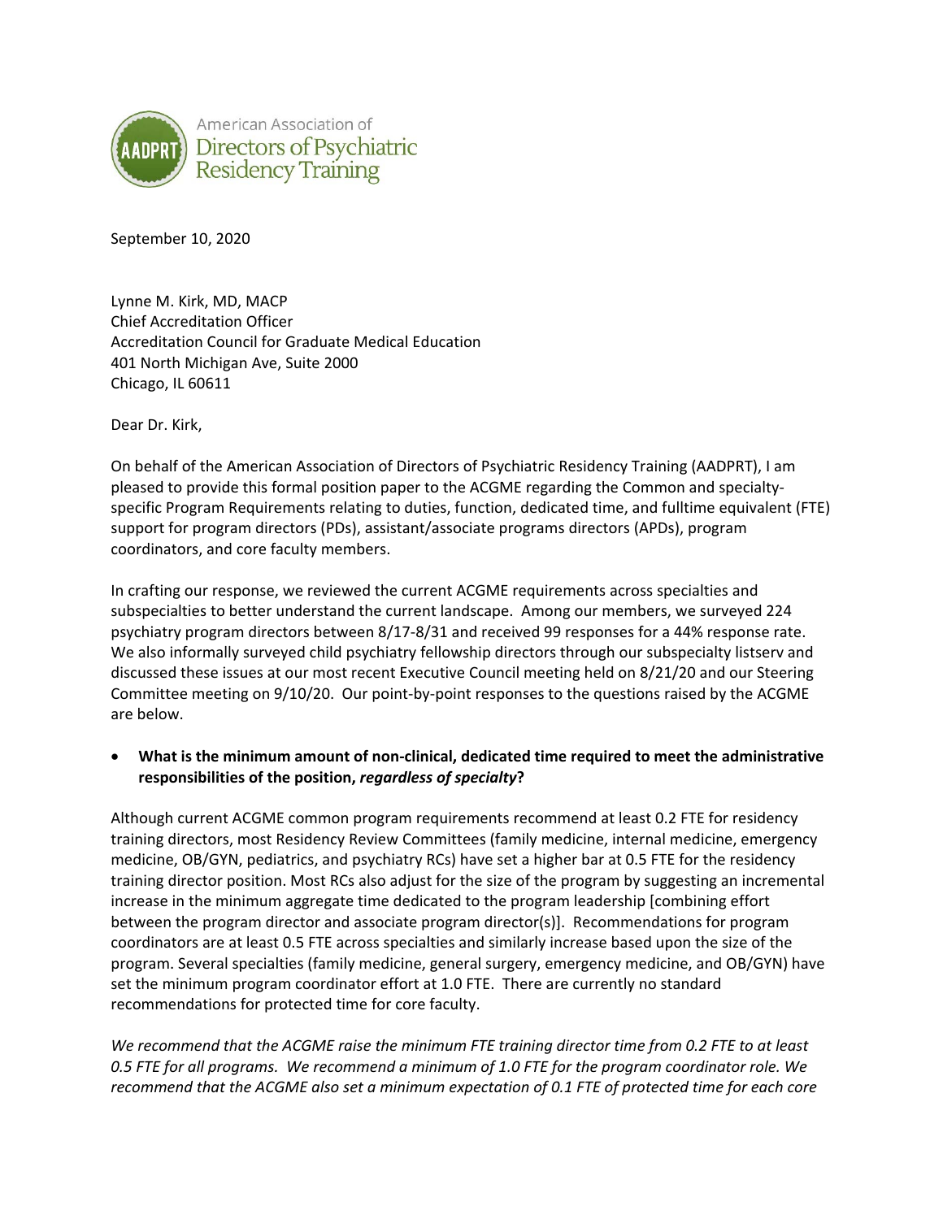American Association of
Directors of Psychiatric
Residency Training

September 10, 2020

Lynne M. Kirk, MD, MACP
Chief Accreditation Officer
Accreditation Council for Graduate Medical Education
401 North Michigan Ave, Suite 2000
Chicago, IL 60611

Dear Dr. Kirk,

On behalf of the American Association of Directors of Psychiatric Residency Training (AADPRT), I am pleased to provide this formal position paper to the ACGME regarding the Common and specialty-specific Program Requirements relating to duties, function, dedicated time, and fulltime equivalent (FTE) support for program directors (PDs), assistant/associate programs directors (APDs), program coordinators, and core faculty members.

In crafting our response, we reviewed the current ACGME requirements across specialties and subspecialties to better understand the current landscape. Among our members, we surveyed 224 psychiatry program directors between 8/17-8/31 and received 99 responses for a 44% response rate. We also informally surveyed child psychiatry fellowship directors through our subspecialty listserv and discussed these issues at our most recent Executive Council meeting held on 8/21/20 and our Steering Committee meeting on 9/10/20. Our point-by-point responses to the questions raised by the ACGME are below.

- **What is the minimum amount of non-clinical, dedicated time required to meet the administrative responsibilities of the position, *regardless of specialty*?**

Although current ACGME common program requirements recommend at least 0.2 FTE for residency training directors, most Residency Review Committees (family medicine, internal medicine, emergency medicine, OB/GYN, pediatrics, and psychiatry RCs) have set a higher bar at 0.5 FTE for the residency training director position. Most RCs also adjust for the size of the program by suggesting an incremental increase in the minimum aggregate time dedicated to the program leadership [combining effort between the program director and associate program director(s)]. Recommendations for program coordinators are at least 0.5 FTE across specialties and similarly increase based upon the size of the program. Several specialties (family medicine, general surgery, emergency medicine, and OB/GYN) have set the minimum program coordinator effort at 1.0 FTE. There are currently no standard recommendations for protected time for core faculty.

*We recommend that the ACGME raise the minimum FTE training director time from 0.2 FTE to at least 0.5 FTE for all programs. We recommend a minimum of 1.0 FTE for the program coordinator role. We recommend that the ACGME also set a minimum expectation of 0.1 FTE of protected time for each core*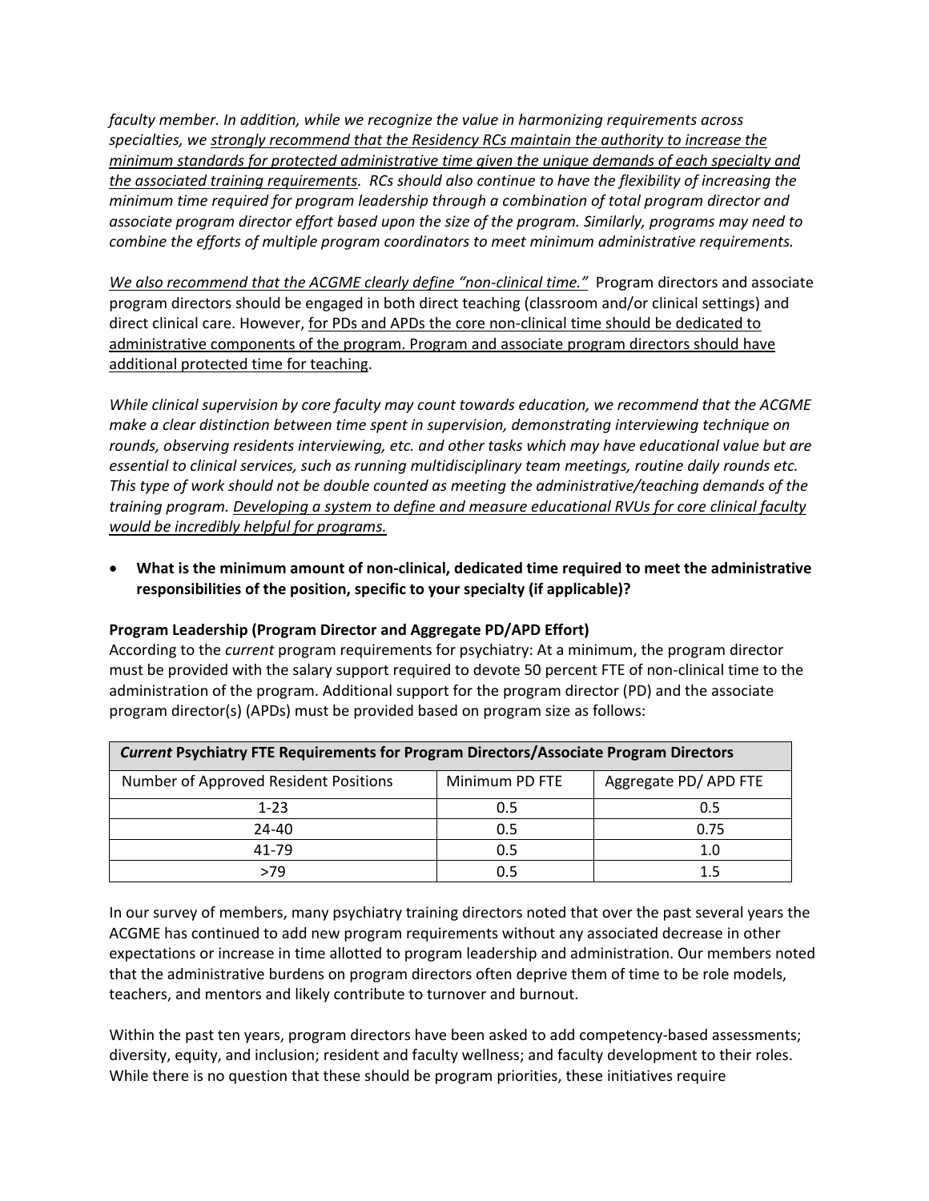*faculty member. In addition, while we recognize the value in harmonizing requirements across specialties, we <u>strongly recommend that the Residency RCs maintain the authority to increase the minimum standards for protected administrative time given the unique demands of each specialty and the associated training requirements</u>. RCs should also continue to have the flexibility of increasing the minimum time required for program leadership through a combination of total program director and associate program director effort based upon the size of the program. Similarly, programs may need to combine the efforts of multiple program coordinators to meet minimum administrative requirements.*

<u>*We also recommend that the ACGME clearly define "non-clinical time."*</u> Program directors and associate program directors should be engaged in both direct teaching (classroom and/or clinical settings) and direct clinical care. However, <u>for PDs and APDs the core non-clinical time should be dedicated to administrative components of the program. Program and associate program directors should have additional protected time for teaching</u>.

*While clinical supervision by core faculty may count towards education, we recommend that the ACGME make a clear distinction between time spent in supervision, demonstrating interviewing technique on rounds, observing residents interviewing, etc. and other tasks which may have educational value but are essential to clinical services, such as running multidisciplinary team meetings, routine daily rounds etc. This type of work should not be double counted as meeting the administrative/teaching demands of the training program. <u>Developing a system to define and measure educational RVUs for core clinical faculty would be incredibly helpful for programs.</u>*

- **What is the minimum amount of non-clinical, dedicated time required to meet the administrative responsibilities of the position, specific to your specialty (if applicable)?**

**Program Leadership (Program Director and Aggregate PD/APD Effort)**

According to the *current* program requirements for psychiatry: At a minimum, the program director must be provided with the salary support required to devote 50 percent FTE of non-clinical time to the administration of the program. Additional support for the program director (PD) and the associate program director(s) (APDs) must be provided based on program size as follows:

| ***Current* Psychiatry FTE Requirements for Program Directors/Associate Program Directors** | | |
|---|---|---|
| Number of Approved Resident Positions | Minimum PD FTE | Aggregate PD/ APD FTE |
| 1-23 | 0.5 | 0.5 |
| 24-40 | 0.5 | 0.75 |
| 41-79 | 0.5 | 1.0 |
| >79 | 0.5 | 1.5 |

In our survey of members, many psychiatry training directors noted that over the past several years the ACGME has continued to add new program requirements without any associated decrease in other expectations or increase in time allotted to program leadership and administration. Our members noted that the administrative burdens on program directors often deprive them of time to be role models, teachers, and mentors and likely contribute to turnover and burnout.

Within the past ten years, program directors have been asked to add competency-based assessments; diversity, equity, and inclusion; resident and faculty wellness; and faculty development to their roles. While there is no question that these should be program priorities, these initiatives require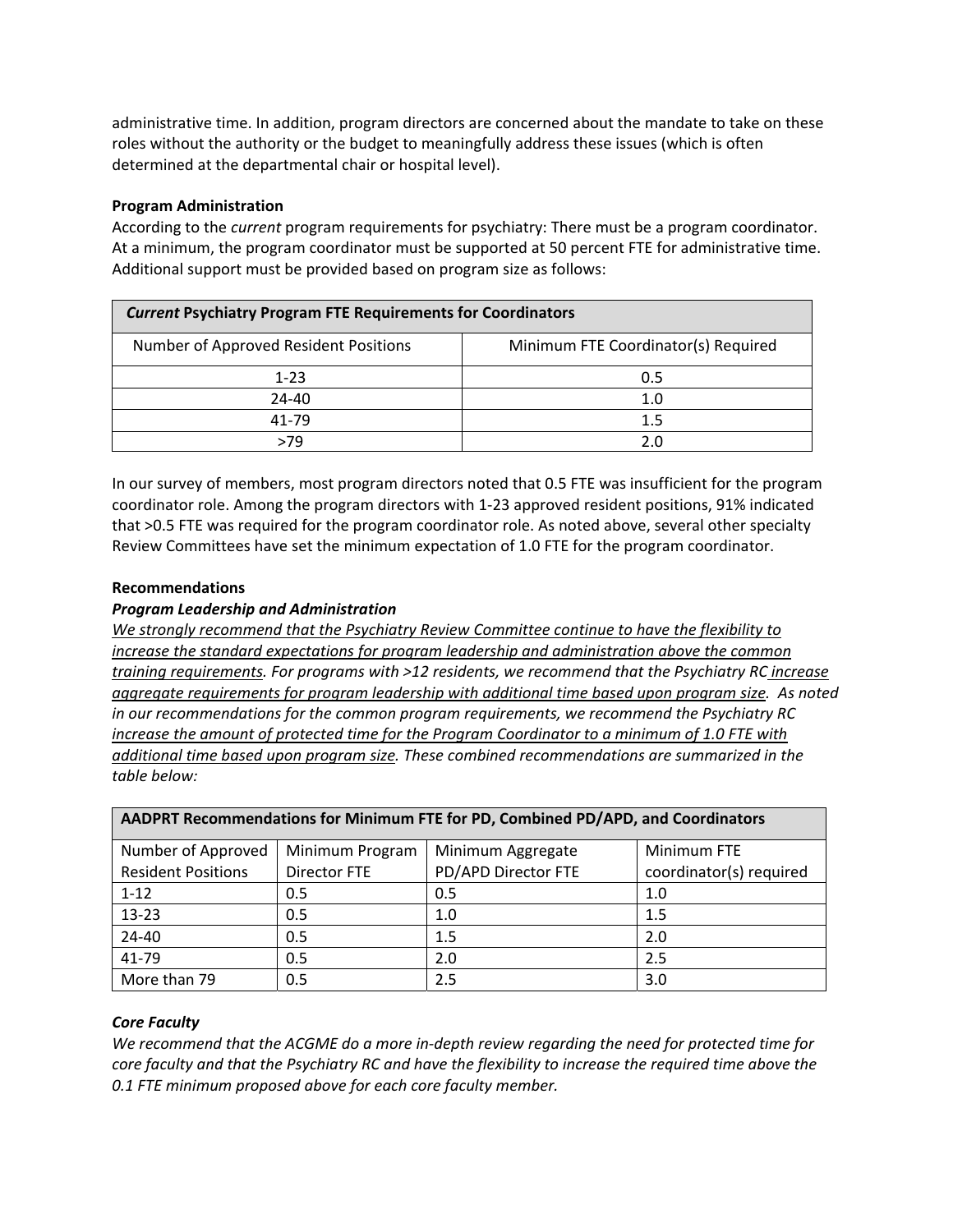administrative time. In addition, program directors are concerned about the mandate to take on these roles without the authority or the budget to meaningfully address these issues (which is often determined at the departmental chair or hospital level).

**Program Administration**

According to the *current* program requirements for psychiatry: There must be a program coordinator. At a minimum, the program coordinator must be supported at 50 percent FTE for administrative time. Additional support must be provided based on program size as follows:

| ***Current* Psychiatry Program FTE Requirements for Coordinators** | |
|---|---|
| Number of Approved Resident Positions | Minimum FTE Coordinator(s) Required |
| 1-23 | 0.5 |
| 24-40 | 1.0 |
| 41-79 | 1.5 |
| >79 | 2.0 |

In our survey of members, most program directors noted that 0.5 FTE was insufficient for the program coordinator role. Among the program directors with 1-23 approved resident positions, 91% indicated that >0.5 FTE was required for the program coordinator role. As noted above, several other specialty Review Committees have set the minimum expectation of 1.0 FTE for the program coordinator.

**Recommendations**

***Program Leadership and Administration***

*<u>We strongly recommend that the Psychiatry Review Committee continue to have the flexibility to increase the standard expectations for program leadership and administration above the common training requirements</u>. For programs with >12 residents, we recommend that the Psychiatry RC <u>increase aggregate requirements for program leadership with additional time based upon program size</u>. As noted in our recommendations for the common program requirements, we recommend the Psychiatry RC <u>increase the amount of protected time for the Program Coordinator to a minimum of 1.0 FTE with additional time based upon program size</u>. These combined recommendations are summarized in the table below:*

| **AADPRT Recommendations for Minimum FTE for PD, Combined PD/APD, and Coordinators** | | | |
|---|---|---|---|
| Number of Approved Resident Positions | Minimum Program Director FTE | Minimum Aggregate PD/APD Director FTE | Minimum FTE coordinator(s) required |
| 1-12 | 0.5 | 0.5 | 1.0 |
| 13-23 | 0.5 | 1.0 | 1.5 |
| 24-40 | 0.5 | 1.5 | 2.0 |
| 41-79 | 0.5 | 2.0 | 2.5 |
| More than 79 | 0.5 | 2.5 | 3.0 |

***Core Faculty***

*We recommend that the ACGME do a more in-depth review regarding the need for protected time for core faculty and that the Psychiatry RC and have the flexibility to increase the required time above the 0.1 FTE minimum proposed above for each core faculty member.*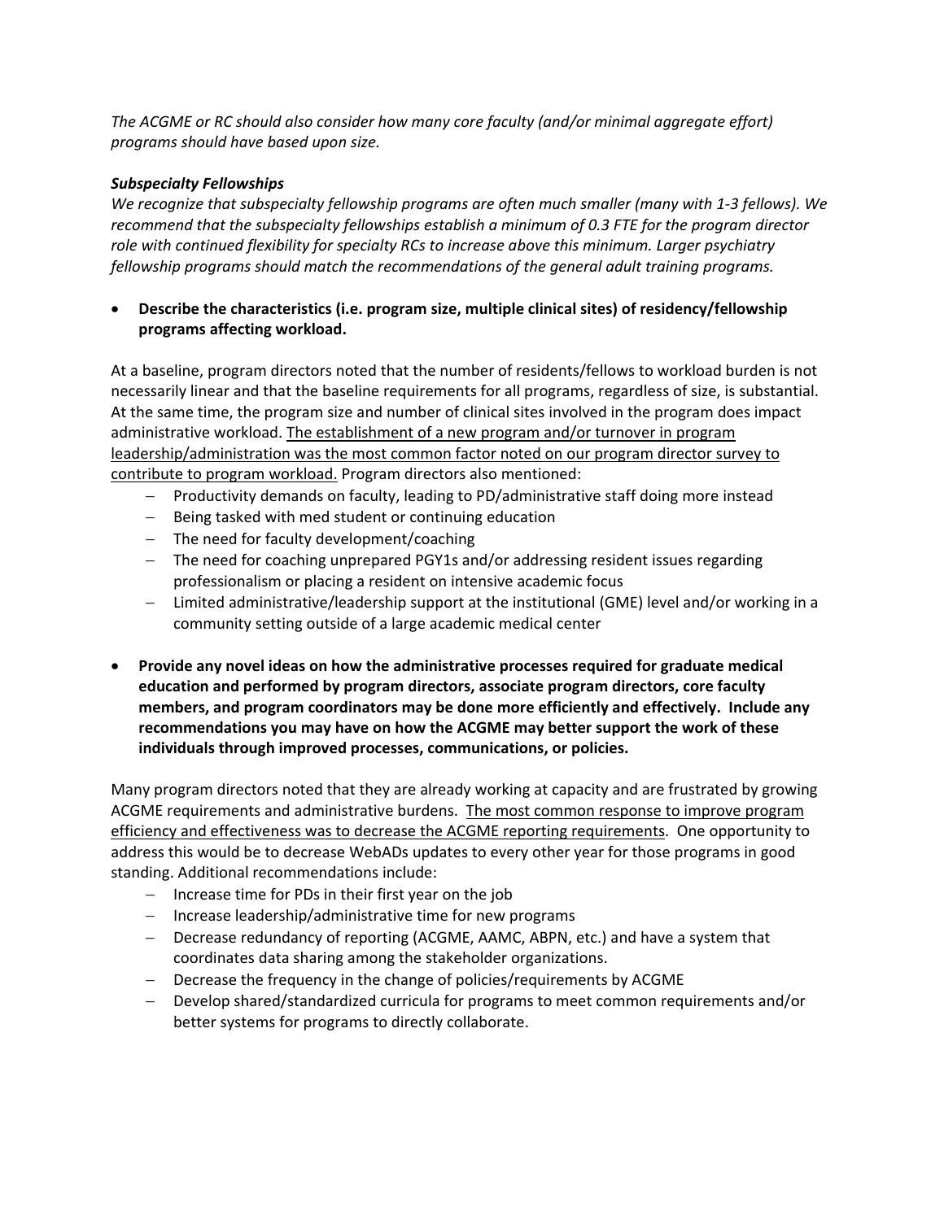*The ACGME or RC should also consider how many core faculty (and/or minimal aggregate effort) programs should have based upon size.*

***Subspecialty Fellowships***

*We recognize that subspecialty fellowship programs are often much smaller (many with 1-3 fellows). We recommend that the subspecialty fellowships establish a minimum of 0.3 FTE for the program director role with continued flexibility for specialty RCs to increase above this minimum. Larger psychiatry fellowship programs should match the recommendations of the general adult training programs.*

- **Describe the characteristics (i.e. program size, multiple clinical sites) of residency/fellowship programs affecting workload.**

At a baseline, program directors noted that the number of residents/fellows to workload burden is not necessarily linear and that the baseline requirements for all programs, regardless of size, is substantial. At the same time, the program size and number of clinical sites involved in the program does impact administrative workload. <u>The establishment of a new program and/or turnover in program leadership/administration was the most common factor noted on our program director survey to contribute to program workload.</u> Program directors also mentioned:

- Productivity demands on faculty, leading to PD/administrative staff doing more instead
- Being tasked with med student or continuing education
- The need for faculty development/coaching
- The need for coaching unprepared PGY1s and/or addressing resident issues regarding professionalism or placing a resident on intensive academic focus
- Limited administrative/leadership support at the institutional (GME) level and/or working in a community setting outside of a large academic medical center

- **Provide any novel ideas on how the administrative processes required for graduate medical education and performed by program directors, associate program directors, core faculty members, and program coordinators may be done more efficiently and effectively. Include any recommendations you may have on how the ACGME may better support the work of these individuals through improved processes, communications, or policies.**

Many program directors noted that they are already working at capacity and are frustrated by growing ACGME requirements and administrative burdens. <u>The most common response to improve program efficiency and effectiveness was to decrease the ACGME reporting requirements</u>. One opportunity to address this would be to decrease WebADs updates to every other year for those programs in good standing. Additional recommendations include:

- Increase time for PDs in their first year on the job
- Increase leadership/administrative time for new programs
- Decrease redundancy of reporting (ACGME, AAMC, ABPN, etc.) and have a system that coordinates data sharing among the stakeholder organizations.
- Decrease the frequency in the change of policies/requirements by ACGME
- Develop shared/standardized curricula for programs to meet common requirements and/or better systems for programs to directly collaborate.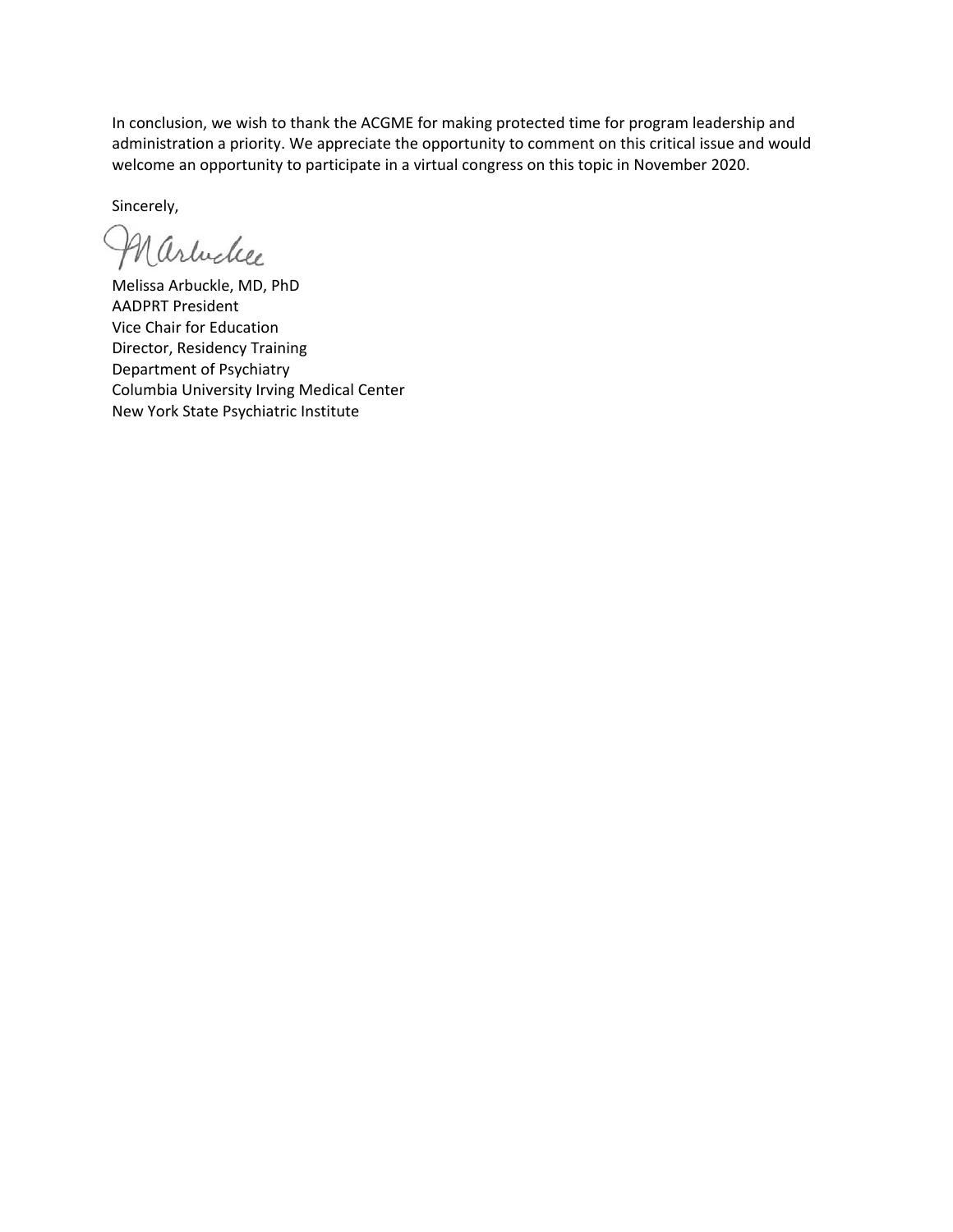In conclusion, we wish to thank the ACGME for making protected time for program leadership and administration a priority. We appreciate the opportunity to comment on this critical issue and would welcome an opportunity to participate in a virtual congress on this topic in November 2020.

Sincerely,

Melissa Arbuckle, MD, PhD  
AADPRT President  
Vice Chair for Education  
Director, Residency Training  
Department of Psychiatry  
Columbia University Irving Medical Center  
New York State Psychiatric Institute